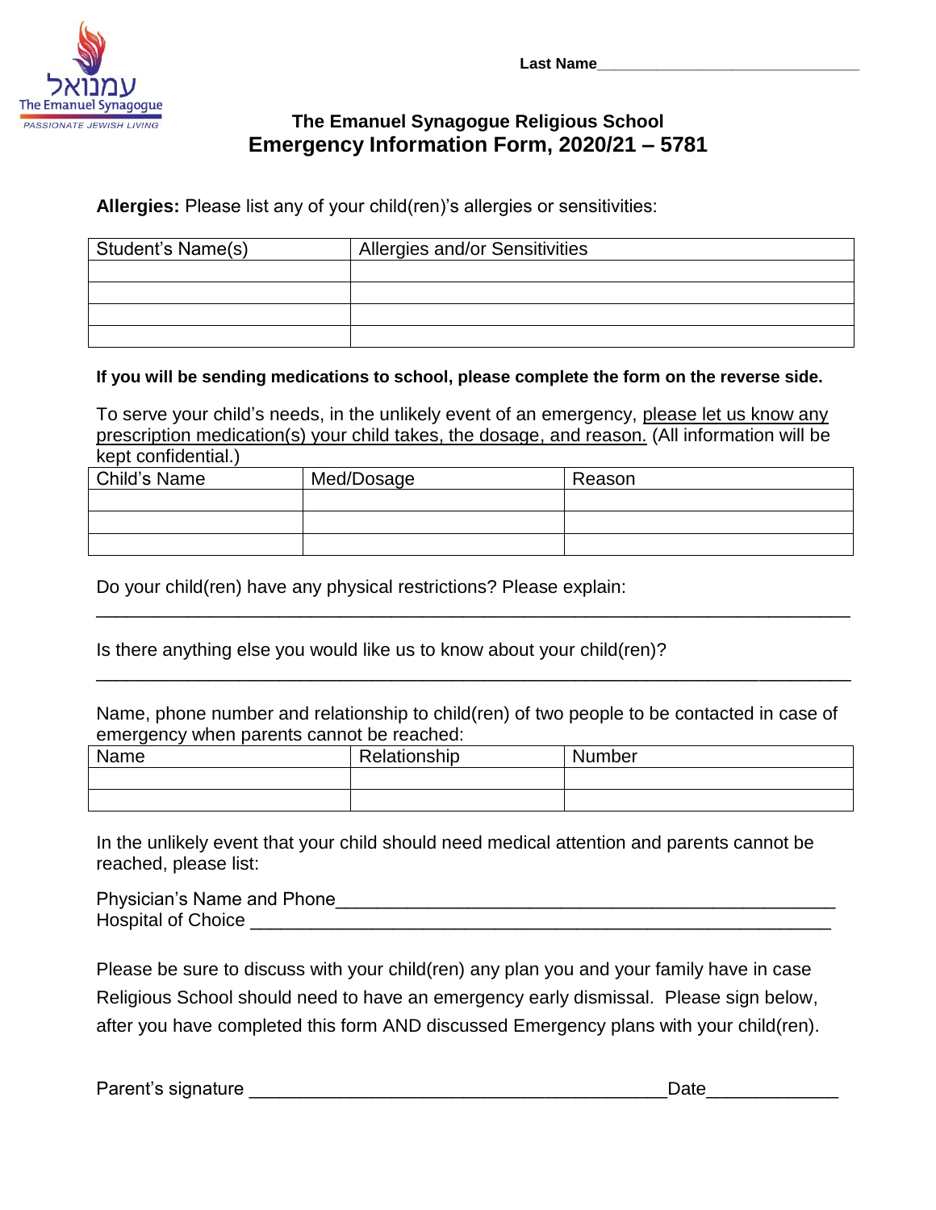Last Name______________________________

עמנואל
The Emanuel Synagogue
PASSIONATE JEWISH LIVING

## The Emanuel Synagogue Religious School

# Emergency Information Form, 2020/21 – 5781

**Allergies:** Please list any of your child(ren)'s allergies or sensitivities:

| Student's Name(s) | Allergies and/or Sensitivities |
|---|---|
| | |
| | |
| | |
| | |

**If you will be sending medications to school, please complete the form on the reverse side.**

To serve your child's needs, in the unlikely event of an emergency, please let us know any prescription medication(s) your child takes, the dosage, and reason. (All information will be kept confidential.)

| Child's Name | Med/Dosage | Reason |
|---|---|---|
| | | |
| | | |
| | | |

Do your child(ren) have any physical restrictions? Please explain:

______________________________________________________________________________

Is there anything else you would like us to know about your child(ren)?

______________________________________________________________________________

Name, phone number and relationship to child(ren) of two people to be contacted in case of emergency when parents cannot be reached:

| Name | Relationship | Number |
|---|---|---|
| | | |
| | | |

In the unlikely event that your child should need medical attention and parents cannot be reached, please list:

Physician's Name and Phone____________________________________________________

Hospital of Choice ____________________________________________________________

Please be sure to discuss with your child(ren) any plan you and your family have in case Religious School should need to have an emergency early dismissal. Please sign below, after you have completed this form AND discussed Emergency plans with your child(ren).

Parent's signature ________________________________________Date_____________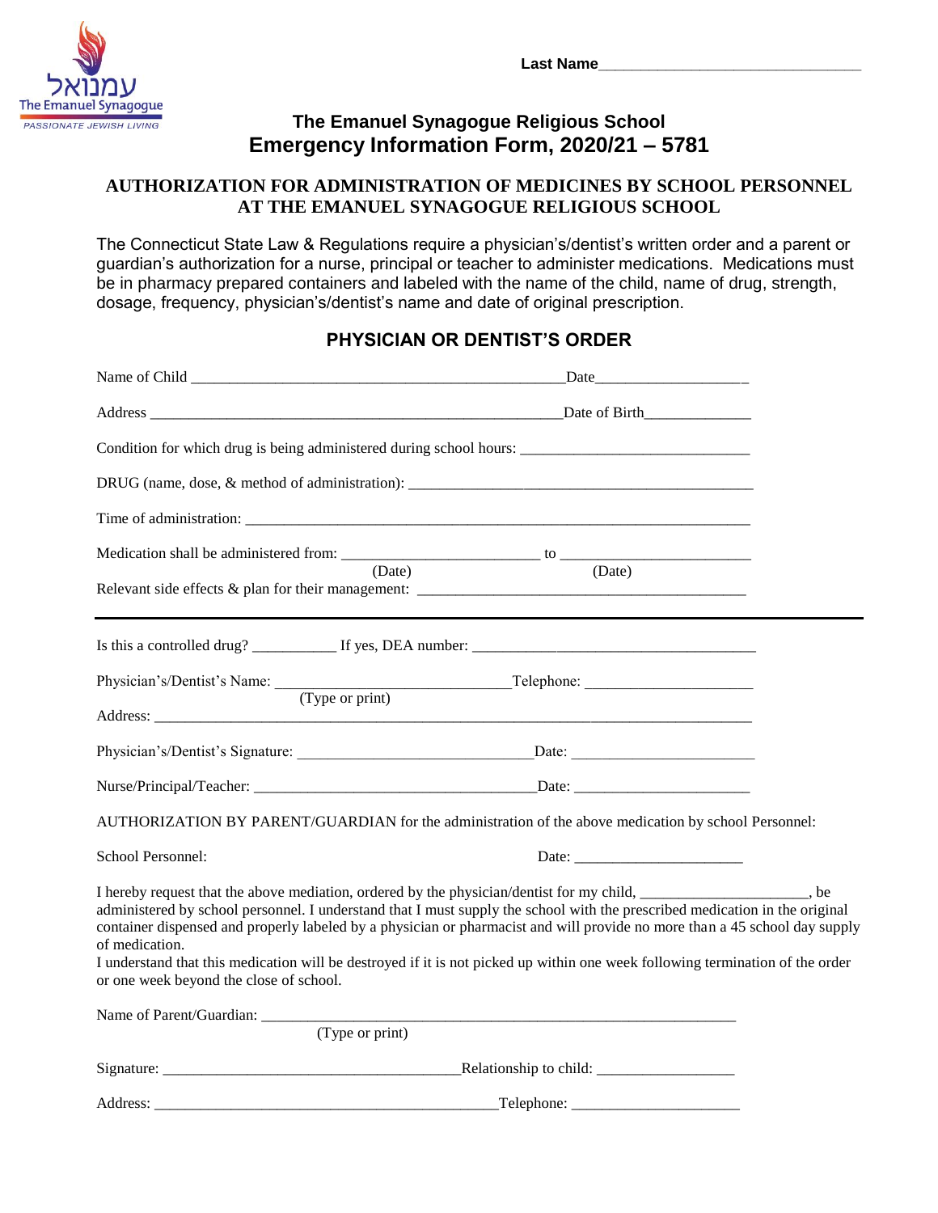Last Name_______________________________

עמנואל
The Emanuel Synagogue
PASSIONATE JEWISH LIVING

## The Emanuel Synagogue Religious School
## Emergency Information Form, 2020/21 – 5781

### AUTHORIZATION FOR ADMINISTRATION OF MEDICINES BY SCHOOL PERSONNEL AT THE EMANUEL SYNAGOGUE RELIGIOUS SCHOOL

The Connecticut State Law & Regulations require a physician's/dentist's written order and a parent or guardian's authorization for a nurse, principal or teacher to administer medications. Medications must be in pharmacy prepared containers and labeled with the name of the child, name of drug, strength, dosage, frequency, physician's/dentist's name and date of original prescription.

### PHYSICIAN OR DENTIST'S ORDER

Name of Child ____________________________________________Date___________________

Address ___________________________________________________Date of Birth_____________

Condition for which drug is being administered during school hours: ______________________________

DRUG (name, dose, & method of administration): _____________________________________________

Time of administration: _________________________________________________________________

Medication shall be administered from: ________________________ to ________________________
(Date) (Date)

Relevant side effects & plan for their management: __________________________________________

---

Is this a controlled drug? __________ If yes, DEA number: ___________________________________

Physician's/Dentist's Name: _____________________________Telephone: ______________________
(Type or print)

Address: ____________________________________________________________________________

Physician's/Dentist's Signature: _____________________________Date: _______________________

Nurse/Principal/Teacher: ___________________________________Date: _______________________

AUTHORIZATION BY PARENT/GUARDIAN for the administration of the above medication by school Personnel:

School Personnel: Date: _______________________

I hereby request that the above mediation, ordered by the physician/dentist for my child, _____________________, be administered by school personnel. I understand that I must supply the school with the prescribed medication in the original container dispensed and properly labeled by a physician or pharmacist and will provide no more than a 45 school day supply of medication.

I understand that this medication will be destroyed if it is not picked up within one week following termination of the order or one week beyond the close of school.

Name of Parent/Guardian: ______________________________________________________________
(Type or print)

Signature: _____________________________________Relationship to child: __________________

Address: ____________________________________________Telephone: ______________________